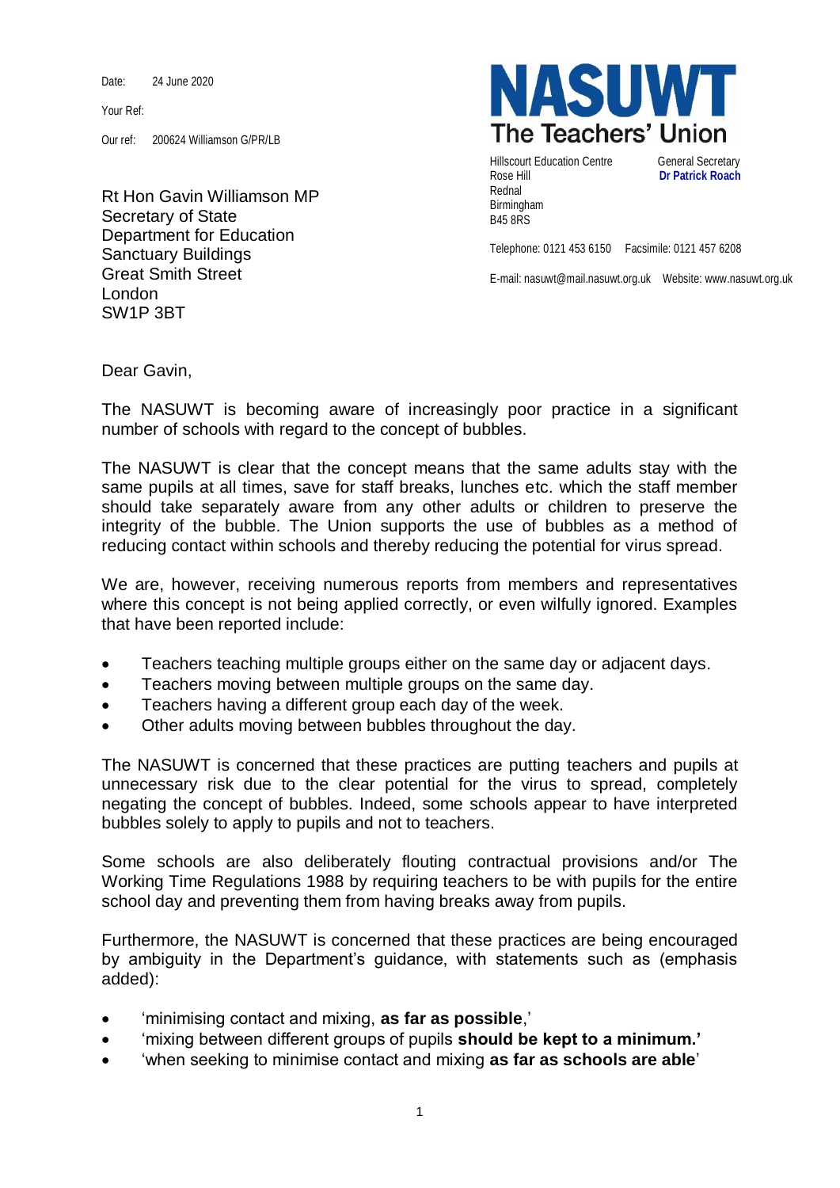Date: 24 June 2020

Your Ref:

Our ref: 200624 Williamson G/PR/LB

**NASUWT**
**The Teachers' Union**

Hillscourt Education Centre
Rose Hill
Rednal
Birmingham
B45 8RS

General Secretary
**Dr Patrick Roach**

Telephone: 0121 453 6150 Facsimile: 0121 457 6208

E-mail: nasuwt@mail.nasuwt.org.uk Website: www.nasuwt.org.uk

Rt Hon Gavin Williamson MP
Secretary of State
Department for Education
Sanctuary Buildings
Great Smith Street
London
SW1P 3BT

Dear Gavin,

The NASUWT is becoming aware of increasingly poor practice in a significant number of schools with regard to the concept of bubbles.

The NASUWT is clear that the concept means that the same adults stay with the same pupils at all times, save for staff breaks, lunches etc. which the staff member should take separately aware from any other adults or children to preserve the integrity of the bubble. The Union supports the use of bubbles as a method of reducing contact within schools and thereby reducing the potential for virus spread.

We are, however, receiving numerous reports from members and representatives where this concept is not being applied correctly, or even wilfully ignored. Examples that have been reported include:

- Teachers teaching multiple groups either on the same day or adjacent days.
- Teachers moving between multiple groups on the same day.
- Teachers having a different group each day of the week.
- Other adults moving between bubbles throughout the day.

The NASUWT is concerned that these practices are putting teachers and pupils at unnecessary risk due to the clear potential for the virus to spread, completely negating the concept of bubbles. Indeed, some schools appear to have interpreted bubbles solely to apply to pupils and not to teachers.

Some schools are also deliberately flouting contractual provisions and/or The Working Time Regulations 1988 by requiring teachers to be with pupils for the entire school day and preventing them from having breaks away from pupils.

Furthermore, the NASUWT is concerned that these practices are being encouraged by ambiguity in the Department's guidance, with statements such as (emphasis added):

- 'minimising contact and mixing, **as far as possible**,'
- 'mixing between different groups of pupils **should be kept to a minimum.'**
- 'when seeking to minimise contact and mixing **as far as schools are able**'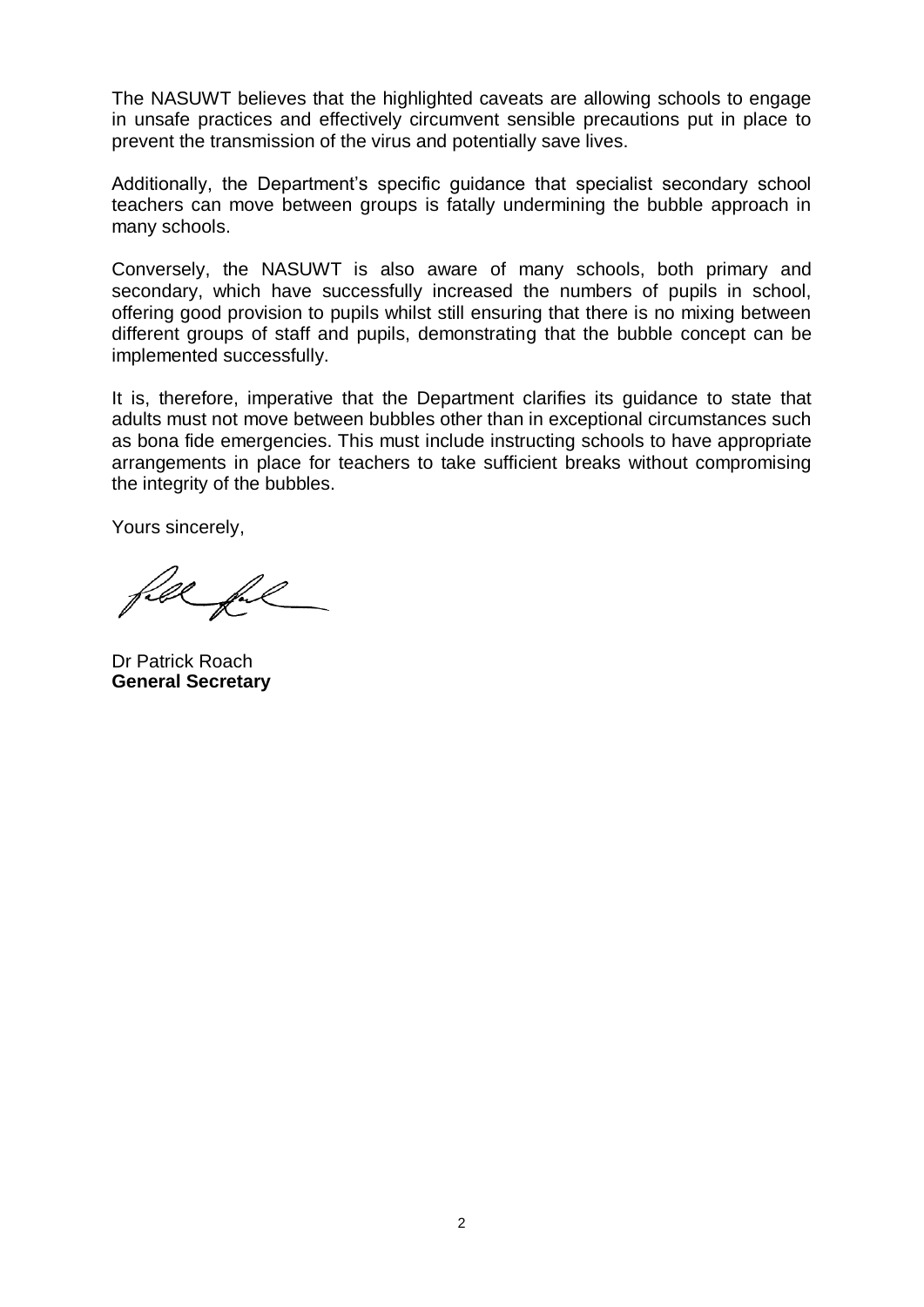The NASUWT believes that the highlighted caveats are allowing schools to engage in unsafe practices and effectively circumvent sensible precautions put in place to prevent the transmission of the virus and potentially save lives.

Additionally, the Department's specific guidance that specialist secondary school teachers can move between groups is fatally undermining the bubble approach in many schools.

Conversely, the NASUWT is also aware of many schools, both primary and secondary, which have successfully increased the numbers of pupils in school, offering good provision to pupils whilst still ensuring that there is no mixing between different groups of staff and pupils, demonstrating that the bubble concept can be implemented successfully.

It is, therefore, imperative that the Department clarifies its guidance to state that adults must not move between bubbles other than in exceptional circumstances such as bona fide emergencies. This must include instructing schools to have appropriate arrangements in place for teachers to take sufficient breaks without compromising the integrity of the bubbles.

Yours sincerely,

Dr Patrick Roach
**General Secretary**